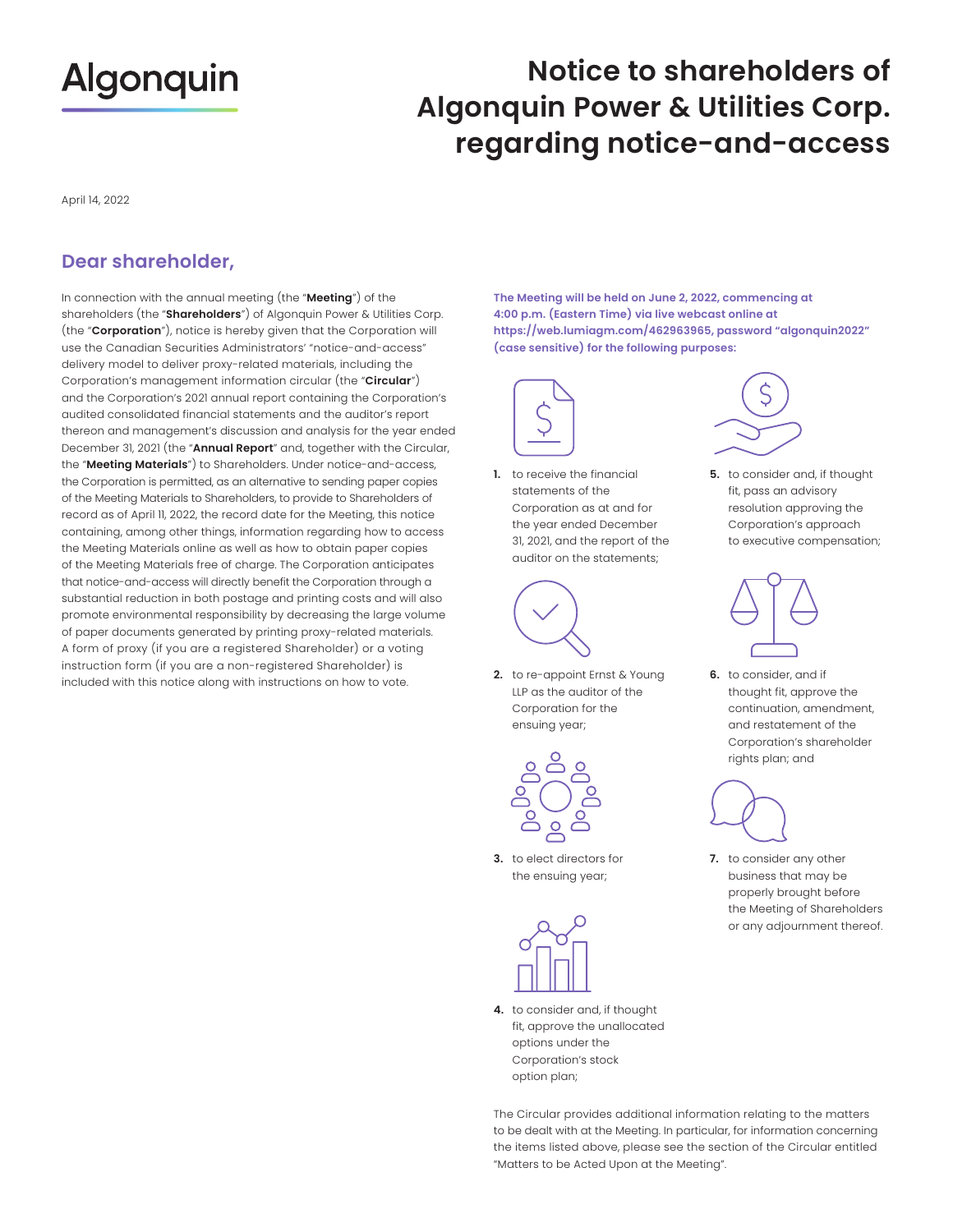Algonquin

# Notice to shareholders of Algonquin Power & Utilities Corp. regarding notice-and-access

April 14, 2022

## Dear shareholder,

In connection with the annual meeting (the "**Meeting**") of the shareholders (the "**Shareholders**") of Algonquin Power & Utilities Corp. (the "**Corporation**"), notice is hereby given that the Corporation will use the Canadian Securities Administrators' "notice-and-access" delivery model to deliver proxy-related materials, including the Corporation's management information circular (the "**Circular**") and the Corporation's 2021 annual report containing the Corporation's audited consolidated financial statements and the auditor's report thereon and management's discussion and analysis for the year ended December 31, 2021 (the "**Annual Report**" and, together with the Circular, the "**Meeting Materials**") to Shareholders. Under notice-and-access, the Corporation is permitted, as an alternative to sending paper copies of the Meeting Materials to Shareholders, to provide to Shareholders of record as of April 11, 2022, the record date for the Meeting, this notice containing, among other things, information regarding how to access the Meeting Materials online as well as how to obtain paper copies of the Meeting Materials free of charge. The Corporation anticipates that notice-and-access will directly benefit the Corporation through a substantial reduction in both postage and printing costs and will also promote environmental responsibility by decreasing the large volume of paper documents generated by printing proxy-related materials. A form of proxy (if you are a registered Shareholder) or a voting instruction form (if you are a non-registered Shareholder) is included with this notice along with instructions on how to vote.

**The Meeting will be held on June 2, 2022, commencing at 4:00 p.m. (Eastern Time) via live webcast online at https://web.lumiagm.com/462963965, password "algonquin2022" (case sensitive) for the following purposes:**

1. to receive the financial statements of the Corporation as at and for the year ended December 31, 2021, and the report of the auditor on the statements;
2. to re-appoint Ernst & Young LLP as the auditor of the Corporation for the ensuing year;
3. to elect directors for the ensuing year;
4. to consider and, if thought fit, approve the unallocated options under the Corporation's stock option plan;
5. to consider and, if thought fit, pass an advisory resolution approving the Corporation's approach to executive compensation;
6. to consider, and if thought fit, approve the continuation, amendment, and restatement of the Corporation's shareholder rights plan; and
7. to consider any other business that may be properly brought before the Meeting of Shareholders or any adjournment thereof.

The Circular provides additional information relating to the matters to be dealt with at the Meeting. In particular, for information concerning the items listed above, please see the section of the Circular entitled "Matters to be Acted Upon at the Meeting".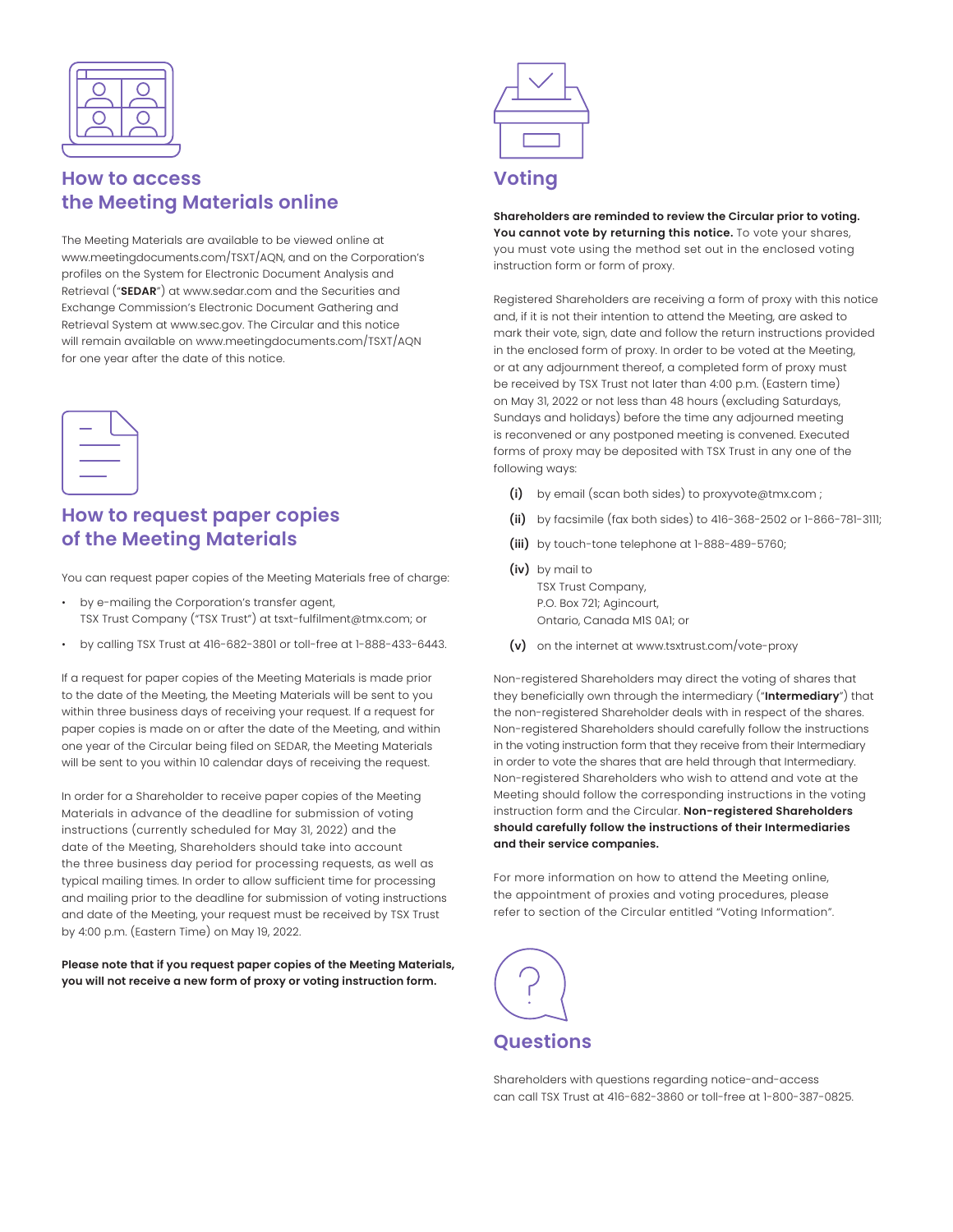## How to access the Meeting Materials online

The Meeting Materials are available to be viewed online at www.meetingdocuments.com/TSXT/AQN, and on the Corporation's profiles on the System for Electronic Document Analysis and Retrieval ("**SEDAR**") at www.sedar.com and the Securities and Exchange Commission's Electronic Document Gathering and Retrieval System at www.sec.gov. The Circular and this notice will remain available on www.meetingdocuments.com/TSXT/AQN for one year after the date of this notice.

## How to request paper copies of the Meeting Materials

You can request paper copies of the Meeting Materials free of charge:

- by e-mailing the Corporation's transfer agent, TSX Trust Company ("TSX Trust") at tsxt-fulfilment@tmx.com; or
- by calling TSX Trust at 416-682-3801 or toll-free at 1-888-433-6443.

If a request for paper copies of the Meeting Materials is made prior to the date of the Meeting, the Meeting Materials will be sent to you within three business days of receiving your request. If a request for paper copies is made on or after the date of the Meeting, and within one year of the Circular being filed on SEDAR, the Meeting Materials will be sent to you within 10 calendar days of receiving the request.

In order for a Shareholder to receive paper copies of the Meeting Materials in advance of the deadline for submission of voting instructions (currently scheduled for May 31, 2022) and the date of the Meeting, Shareholders should take into account the three business day period for processing requests, as well as typical mailing times. In order to allow sufficient time for processing and mailing prior to the deadline for submission of voting instructions and date of the Meeting, your request must be received by TSX Trust by 4:00 p.m. (Eastern Time) on May 19, 2022.

**Please note that if you request paper copies of the Meeting Materials, you will not receive a new form of proxy or voting instruction form.**

## Voting

**Shareholders are reminded to review the Circular prior to voting. You cannot vote by returning this notice.** To vote your shares, you must vote using the method set out in the enclosed voting instruction form or form of proxy.

Registered Shareholders are receiving a form of proxy with this notice and, if it is not their intention to attend the Meeting, are asked to mark their vote, sign, date and follow the return instructions provided in the enclosed form of proxy. In order to be voted at the Meeting, or at any adjournment thereof, a completed form of proxy must be received by TSX Trust not later than 4:00 p.m. (Eastern time) on May 31, 2022 or not less than 48 hours (excluding Saturdays, Sundays and holidays) before the time any adjourned meeting is reconvened or any postponed meeting is convened. Executed forms of proxy may be deposited with TSX Trust in any one of the following ways:

**(i)** by email (scan both sides) to proxyvote@tmx.com ;

**(ii)** by facsimile (fax both sides) to 416-368-2502 or 1-866-781-3111;

**(iii)** by touch-tone telephone at 1-888-489-5760;

**(iv)** by mail to
TSX Trust Company,
P.O. Box 721; Agincourt,
Ontario, Canada M1S 0A1; or

**(v)** on the internet at www.tsxtrust.com/vote-proxy

Non-registered Shareholders may direct the voting of shares that they beneficially own through the intermediary ("**Intermediary**") that the non-registered Shareholder deals with in respect of the shares. Non-registered Shareholders should carefully follow the instructions in the voting instruction form that they receive from their Intermediary in order to vote the shares that are held through that Intermediary. Non-registered Shareholders who wish to attend and vote at the Meeting should follow the corresponding instructions in the voting instruction form and the Circular. **Non-registered Shareholders should carefully follow the instructions of their Intermediaries and their service companies.**

For more information on how to attend the Meeting online, the appointment of proxies and voting procedures, please refer to section of the Circular entitled "Voting Information".

## Questions

Shareholders with questions regarding notice-and-access can call TSX Trust at 416-682-3860 or toll-free at 1-800-387-0825.